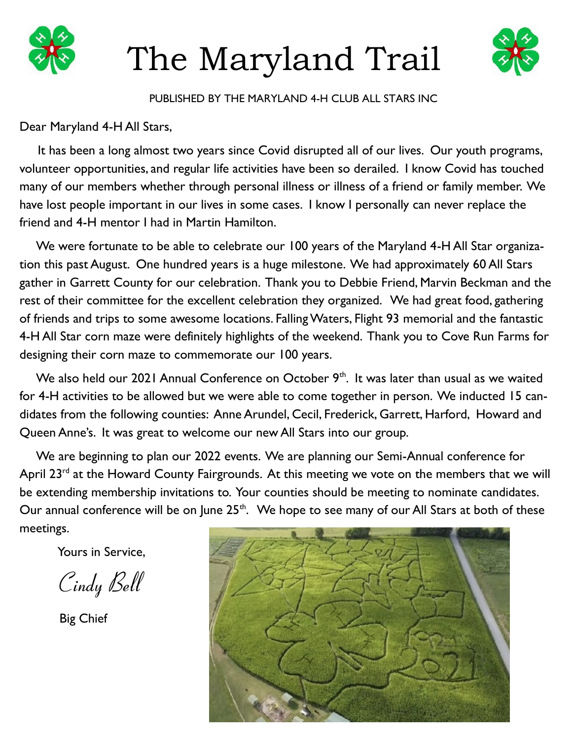# The Maryland Trail

PUBLISHED BY THE MARYLAND 4-H CLUB ALL STARS INC

Dear Maryland 4-H All Stars,

It has been a long almost two years since Covid disrupted all of our lives. Our youth programs, volunteer opportunities, and regular life activities have been so derailed. I know Covid has touched many of our members whether through personal illness or illness of a friend or family member. We have lost people important in our lives in some cases. I know I personally can never replace the friend and 4-H mentor I had in Martin Hamilton.

We were fortunate to be able to celebrate our 100 years of the Maryland 4-H All Star organization this past August. One hundred years is a huge milestone. We had approximately 60 All Stars gather in Garrett County for our celebration. Thank you to Debbie Friend, Marvin Beckman and the rest of their committee for the excellent celebration they organized. We had great food, gathering of friends and trips to some awesome locations. Falling Waters, Flight 93 memorial and the fantastic 4-H All Star corn maze were definitely highlights of the weekend. Thank you to Cove Run Farms for designing their corn maze to commemorate our 100 years.

We also held our 2021 Annual Conference on October 9th. It was later than usual as we waited for 4-H activities to be allowed but we were able to come together in person. We inducted 15 candidates from the following counties: Anne Arundel, Cecil, Frederick, Garrett, Harford, Howard and Queen Anne's. It was great to welcome our new All Stars into our group.

We are beginning to plan our 2022 events. We are planning our Semi-Annual conference for April 23rd at the Howard County Fairgrounds. At this meeting we vote on the members that we will be extending membership invitations to. Your counties should be meeting to nominate candidates. Our annual conference will be on June 25th. We hope to see many of our All Stars at both of these meetings.

Yours in Service,

*Cindy Bell*

Big Chief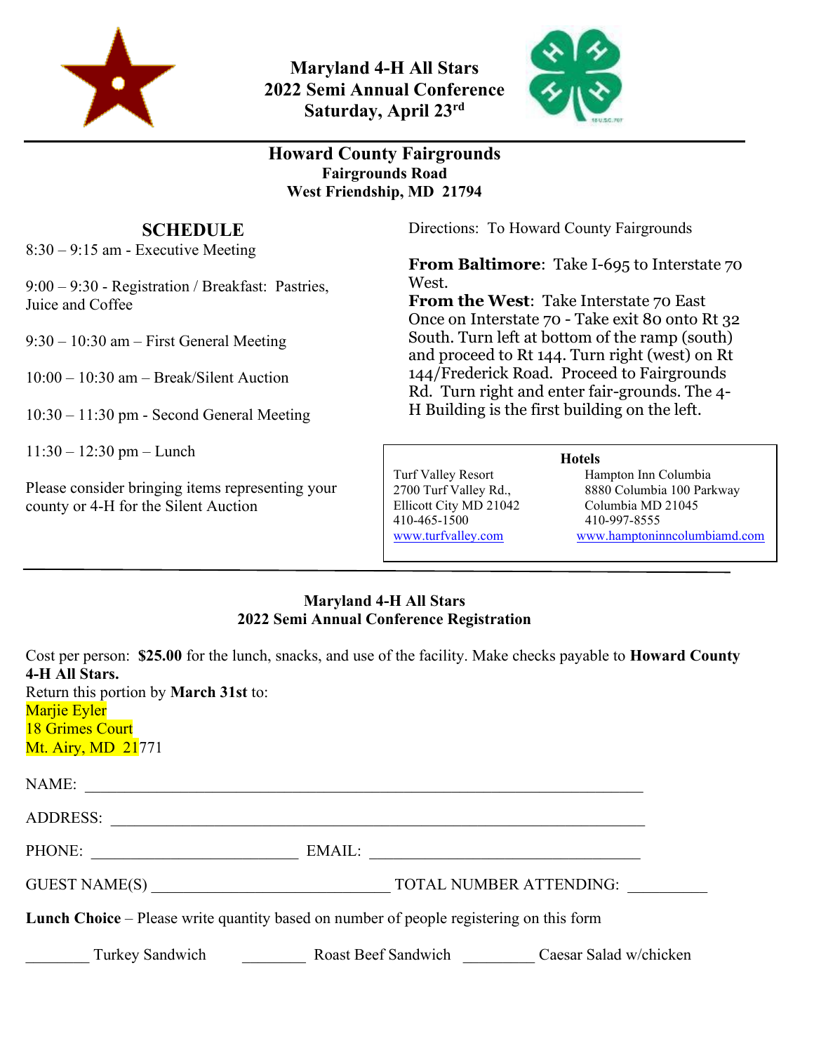# Maryland 4-H All Stars
# 2022 Semi Annual Conference
# Saturday, April 23rd

## Howard County Fairgrounds
**Fairgrounds Road**
**West Friendship, MD 21794**

## SCHEDULE

8:30 – 9:15 am - Executive Meeting

9:00 – 9:30 - Registration / Breakfast: Pastries, Juice and Coffee

9:30 – 10:30 am – First General Meeting

10:00 – 10:30 am – Break/Silent Auction

10:30 – 11:30 pm - Second General Meeting

11:30 – 12:30 pm – Lunch

Please consider bringing items representing your county or 4-H for the Silent Auction

Directions: To Howard County Fairgrounds

**From Baltimore**: Take I-695 to Interstate 70 West.
**From the West**: Take Interstate 70 East
Once on Interstate 70 - Take exit 80 onto Rt 32 South. Turn left at bottom of the ramp (south) and proceed to Rt 144. Turn right (west) on Rt 144/Frederick Road. Proceed to Fairgrounds Rd. Turn right and enter fair-grounds. The 4-H Building is the first building on the left.

**Hotels**

| Turf Valley Resort | Hampton Inn Columbia |
|---|---|
| 2700 Turf Valley Rd., | 8880 Columbia 100 Parkway |
| Ellicott City MD 21042 | Columbia MD 21045 |
| 410-465-1500 | 410-997-8555 |
| www.turfvalley.com | www.hamptoninncolumbiamd.com |

---

**Maryland 4-H All Stars**
**2022 Semi Annual Conference Registration**

Cost per person: **$25.00** for the lunch, snacks, and use of the facility. Make checks payable to **Howard County 4-H All Stars.**
Return this portion by **March 31st** to:
Marjie Eyler
18 Grimes Court
Mt. Airy, MD 21771

NAME: ______________________________________________________________

ADDRESS: ___________________________________________________________

PHONE: ________________________ EMAIL: ______________________________

GUEST NAME(S) ___________________________ TOTAL NUMBER ATTENDING: _________

**Lunch Choice** – Please write quantity based on number of people registering on this form

________ Turkey Sandwich ________ Roast Beef Sandwich _________ Caesar Salad w/chicken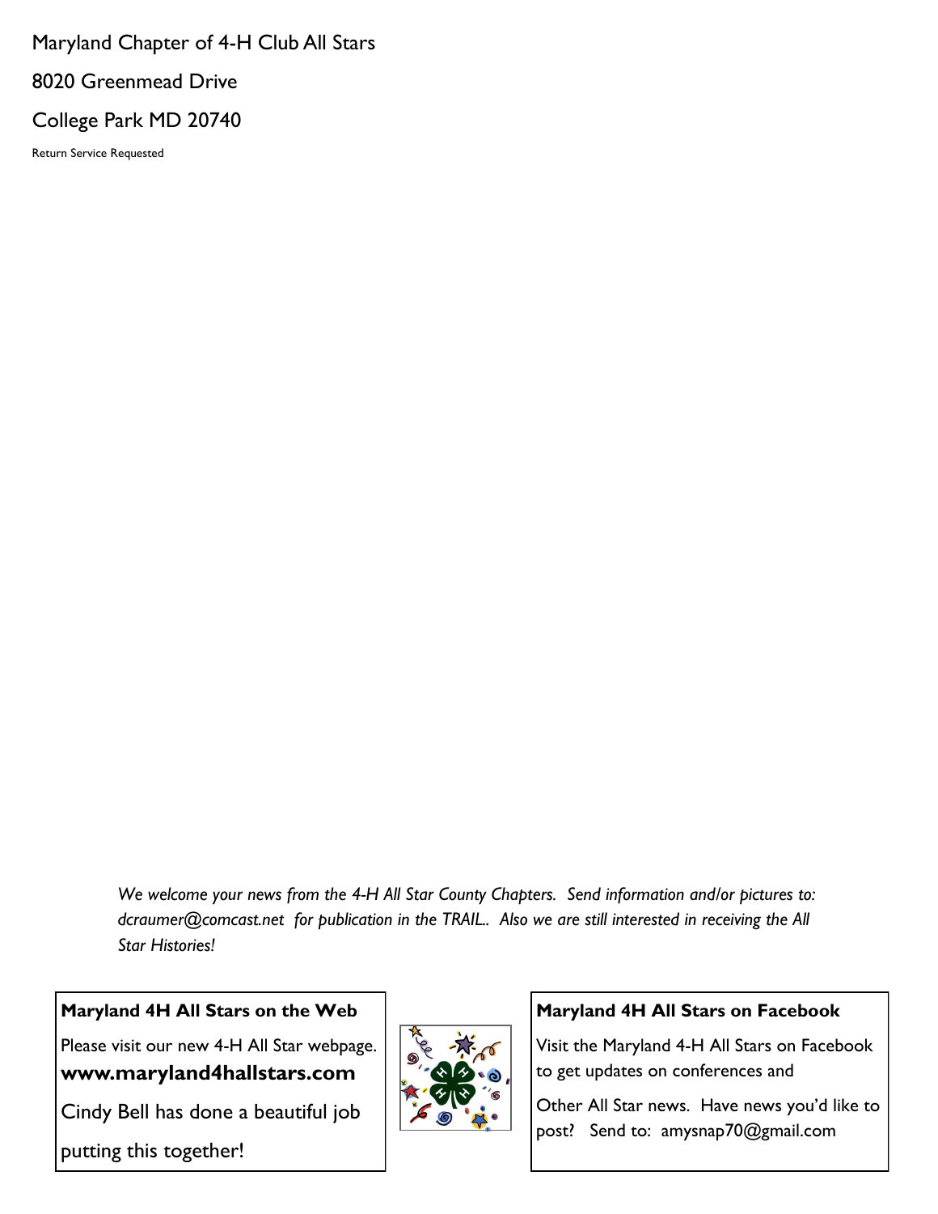Maryland Chapter of 4-H Club All Stars

8020 Greenmead Drive

College Park MD 20740

Return Service Requested

*We welcome your news from the 4-H All Star County Chapters. Send information and/or pictures to: dcraumer@comcast.net for publication in the TRAIL.. Also we are still interested in receiving the All Star Histories!*

**Maryland 4H All Stars on the Web**

Please visit our new 4-H All Star webpage.

**www.maryland4hallstars.com**

Cindy Bell has done a beautiful job putting this together!

**Maryland 4H All Stars on Facebook**

Visit the Maryland 4-H All Stars on Facebook to get updates on conferences and

Other All Star news. Have news you'd like to post? Send to: amysnap70@gmail.com